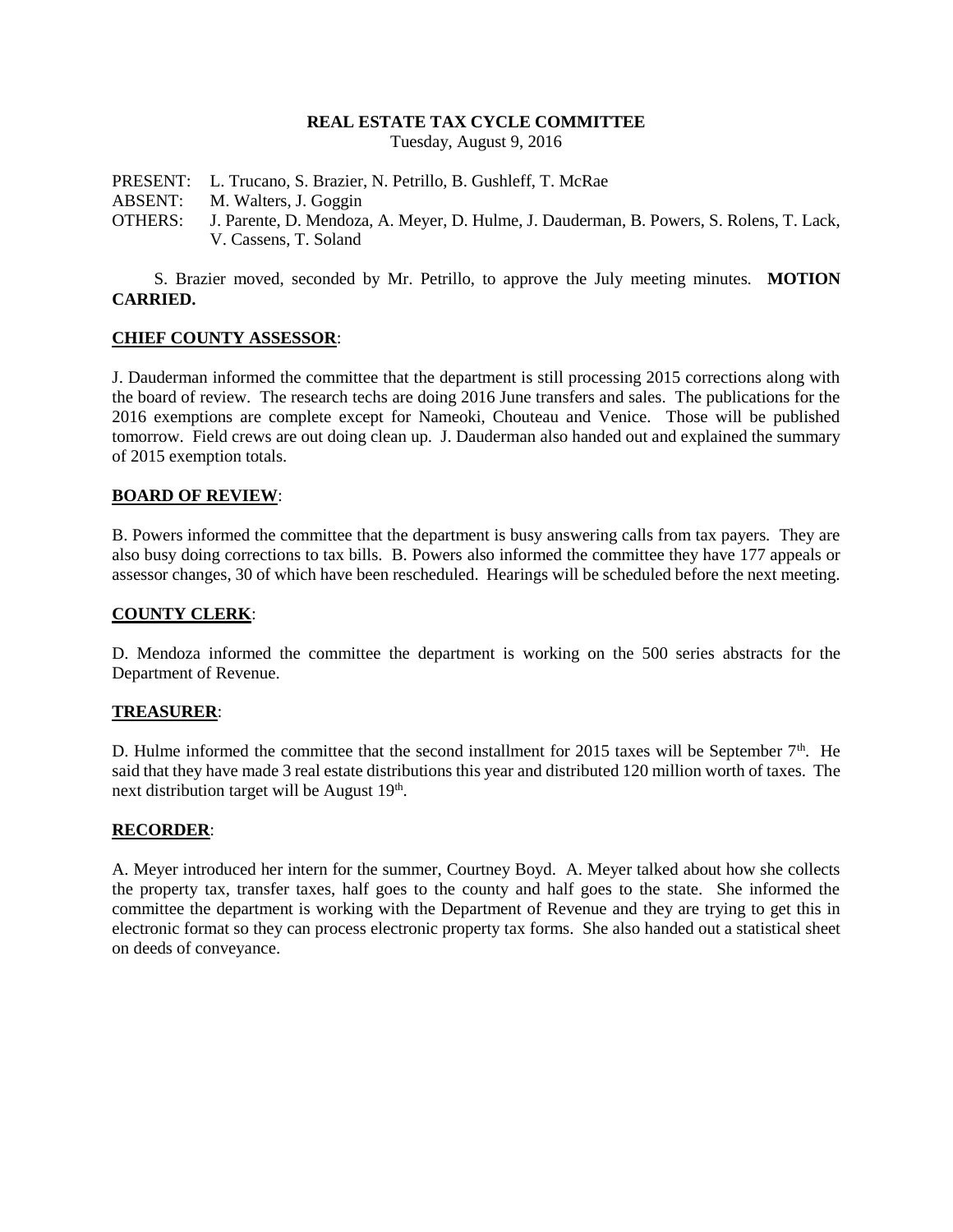# REAL ESTATE TAX CYCLE COMMITTEE

Tuesday, August 9, 2016

PRESENT: L. Trucano, S. Brazier, N. Petrillo, B. Gushleff, T. McRae
ABSENT: M. Walters, J. Goggin
OTHERS: J. Parente, D. Mendoza, A. Meyer, D. Hulme, J. Dauderman, B. Powers, S. Rolens, T. Lack, V. Cassens, T. Soland

S. Brazier moved, seconded by Mr. Petrillo, to approve the July meeting minutes. **MOTION CARRIED.**

**CHIEF COUNTY ASSESSOR**:

J. Dauderman informed the committee that the department is still processing 2015 corrections along with the board of review. The research techs are doing 2016 June transfers and sales. The publications for the 2016 exemptions are complete except for Nameoki, Chouteau and Venice. Those will be published tomorrow. Field crews are out doing clean up. J. Dauderman also handed out and explained the summary of 2015 exemption totals.

**BOARD OF REVIEW**:

B. Powers informed the committee that the department is busy answering calls from tax payers. They are also busy doing corrections to tax bills. B. Powers also informed the committee they have 177 appeals or assessor changes, 30 of which have been rescheduled. Hearings will be scheduled before the next meeting.

**COUNTY CLERK**:

D. Mendoza informed the committee the department is working on the 500 series abstracts for the Department of Revenue.

**TREASURER**:

D. Hulme informed the committee that the second installment for 2015 taxes will be September 7th. He said that they have made 3 real estate distributions this year and distributed 120 million worth of taxes. The next distribution target will be August 19th.

**RECORDER**:

A. Meyer introduced her intern for the summer, Courtney Boyd. A. Meyer talked about how she collects the property tax, transfer taxes, half goes to the county and half goes to the state. She informed the committee the department is working with the Department of Revenue and they are trying to get this in electronic format so they can process electronic property tax forms. She also handed out a statistical sheet on deeds of conveyance.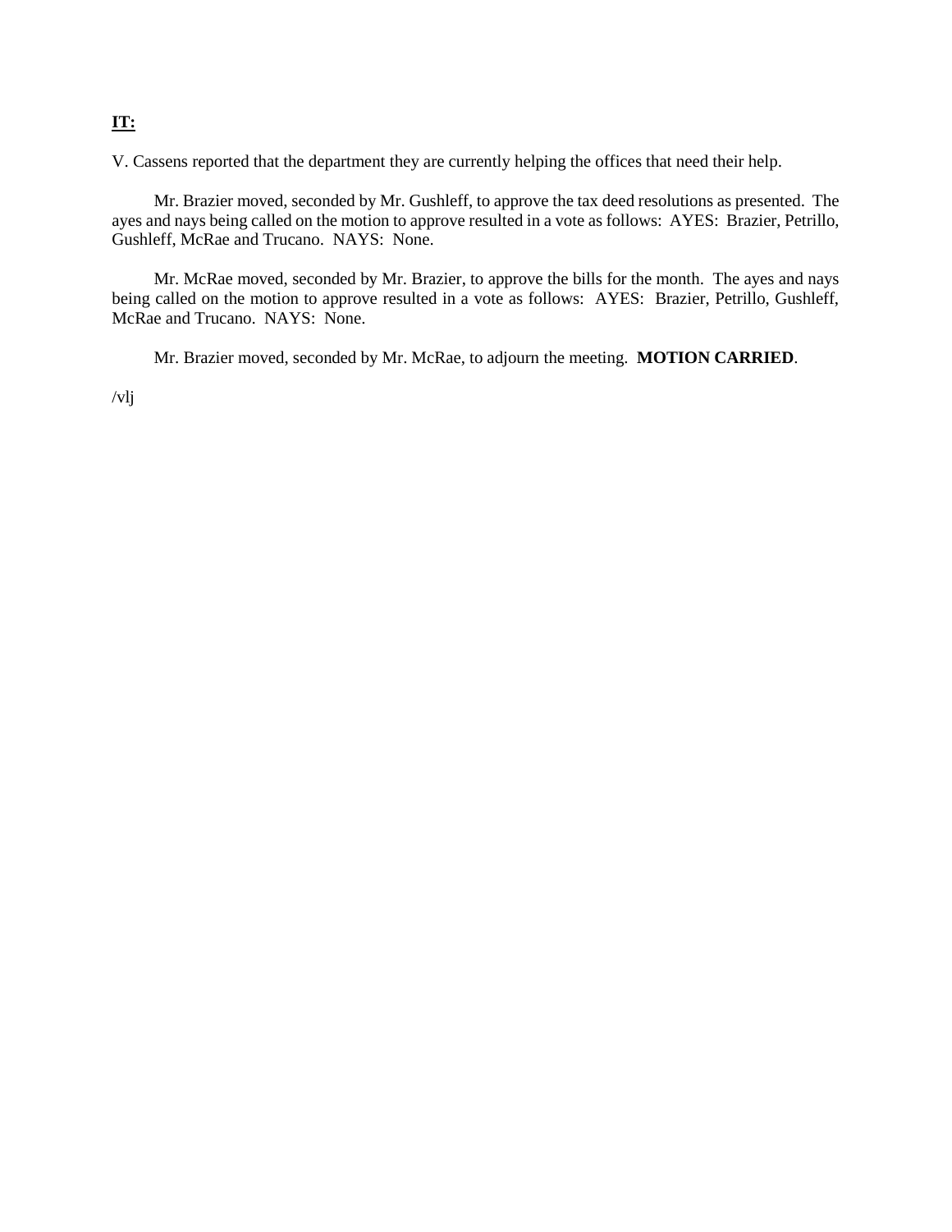**IT:**

V. Cassens reported that the department they are currently helping the offices that need their help.

Mr. Brazier moved, seconded by Mr. Gushleff, to approve the tax deed resolutions as presented. The ayes and nays being called on the motion to approve resulted in a vote as follows: AYES: Brazier, Petrillo, Gushleff, McRae and Trucano. NAYS: None.

Mr. McRae moved, seconded by Mr. Brazier, to approve the bills for the month. The ayes and nays being called on the motion to approve resulted in a vote as follows: AYES: Brazier, Petrillo, Gushleff, McRae and Trucano. NAYS: None.

Mr. Brazier moved, seconded by Mr. McRae, to adjourn the meeting. **MOTION CARRIED**.

/vlj